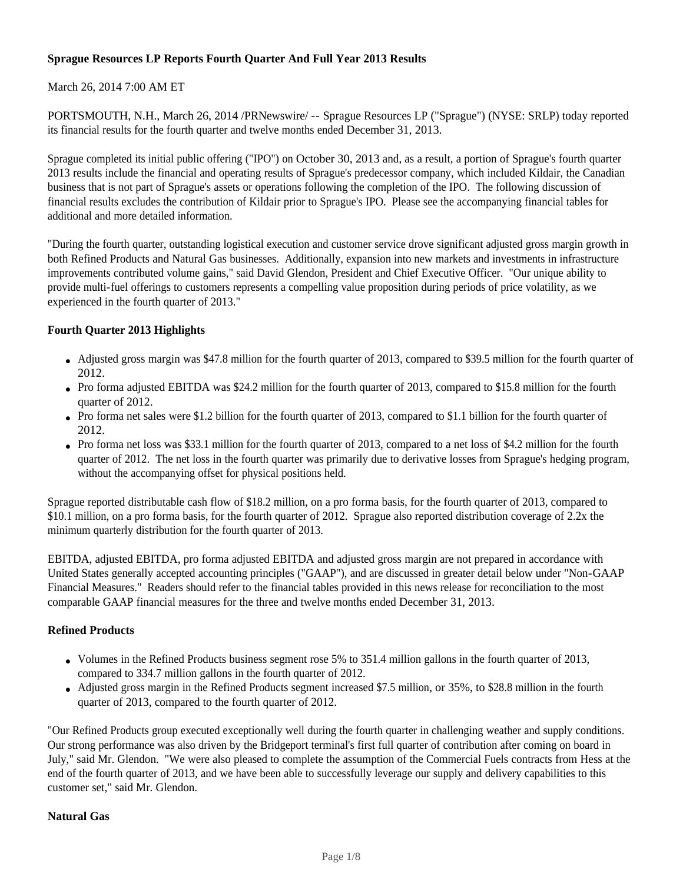**Sprague Resources LP Reports Fourth Quarter And Full Year 2013 Results**

March 26, 2014 7:00 AM ET

PORTSMOUTH, N.H., March 26, 2014 /PRNewswire/ -- Sprague Resources LP ("Sprague") (NYSE: SRLP) today reported its financial results for the fourth quarter and twelve months ended December 31, 2013.

Sprague completed its initial public offering ("IPO") on October 30, 2013 and, as a result, a portion of Sprague's fourth quarter 2013 results include the financial and operating results of Sprague's predecessor company, which included Kildair, the Canadian business that is not part of Sprague's assets or operations following the completion of the IPO. The following discussion of financial results excludes the contribution of Kildair prior to Sprague's IPO. Please see the accompanying financial tables for additional and more detailed information.

"During the fourth quarter, outstanding logistical execution and customer service drove significant adjusted gross margin growth in both Refined Products and Natural Gas businesses. Additionally, expansion into new markets and investments in infrastructure improvements contributed volume gains," said David Glendon, President and Chief Executive Officer. "Our unique ability to provide multi-fuel offerings to customers represents a compelling value proposition during periods of price volatility, as we experienced in the fourth quarter of 2013."

**Fourth Quarter 2013 Highlights**

- Adjusted gross margin was $47.8 million for the fourth quarter of 2013, compared to $39.5 million for the fourth quarter of 2012.
- Pro forma adjusted EBITDA was $24.2 million for the fourth quarter of 2013, compared to $15.8 million for the fourth quarter of 2012.
- Pro forma net sales were $1.2 billion for the fourth quarter of 2013, compared to $1.1 billion for the fourth quarter of 2012.
- Pro forma net loss was $33.1 million for the fourth quarter of 2013, compared to a net loss of $4.2 million for the fourth quarter of 2012. The net loss in the fourth quarter was primarily due to derivative losses from Sprague's hedging program, without the accompanying offset for physical positions held.

Sprague reported distributable cash flow of $18.2 million, on a pro forma basis, for the fourth quarter of 2013, compared to $10.1 million, on a pro forma basis, for the fourth quarter of 2012. Sprague also reported distribution coverage of 2.2x the minimum quarterly distribution for the fourth quarter of 2013.

EBITDA, adjusted EBITDA, pro forma adjusted EBITDA and adjusted gross margin are not prepared in accordance with United States generally accepted accounting principles ("GAAP"), and are discussed in greater detail below under "Non-GAAP Financial Measures." Readers should refer to the financial tables provided in this news release for reconciliation to the most comparable GAAP financial measures for the three and twelve months ended December 31, 2013.

**Refined Products**

- Volumes in the Refined Products business segment rose 5% to 351.4 million gallons in the fourth quarter of 2013, compared to 334.7 million gallons in the fourth quarter of 2012.
- Adjusted gross margin in the Refined Products segment increased $7.5 million, or 35%, to $28.8 million in the fourth quarter of 2013, compared to the fourth quarter of 2012.

"Our Refined Products group executed exceptionally well during the fourth quarter in challenging weather and supply conditions. Our strong performance was also driven by the Bridgeport terminal's first full quarter of contribution after coming on board in July," said Mr. Glendon. "We were also pleased to complete the assumption of the Commercial Fuels contracts from Hess at the end of the fourth quarter of 2013, and we have been able to successfully leverage our supply and delivery capabilities to this customer set," said Mr. Glendon.

**Natural Gas**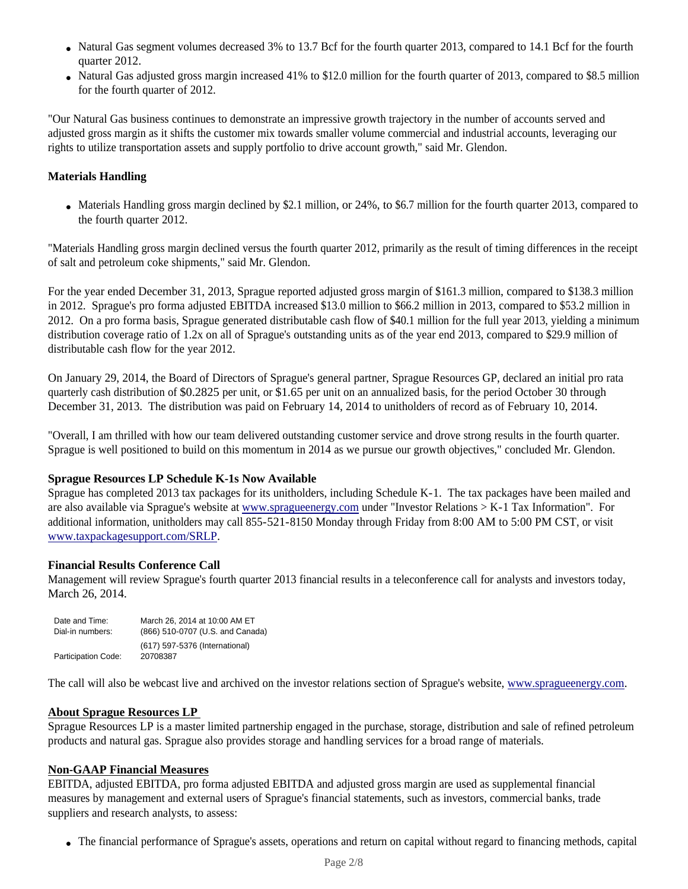- Natural Gas segment volumes decreased 3% to 13.7 Bcf for the fourth quarter 2013, compared to 14.1 Bcf for the fourth quarter 2012.
- Natural Gas adjusted gross margin increased 41% to $12.0 million for the fourth quarter of 2013, compared to $8.5 million for the fourth quarter of 2012.

"Our Natural Gas business continues to demonstrate an impressive growth trajectory in the number of accounts served and adjusted gross margin as it shifts the customer mix towards smaller volume commercial and industrial accounts, leveraging our rights to utilize transportation assets and supply portfolio to drive account growth," said Mr. Glendon.

**Materials Handling**

- Materials Handling gross margin declined by $2.1 million, or 24%, to $6.7 million for the fourth quarter 2013, compared to the fourth quarter 2012.

"Materials Handling gross margin declined versus the fourth quarter 2012, primarily as the result of timing differences in the receipt of salt and petroleum coke shipments," said Mr. Glendon.

For the year ended December 31, 2013, Sprague reported adjusted gross margin of $161.3 million, compared to $138.3 million in 2012. Sprague's pro forma adjusted EBITDA increased $13.0 million to $66.2 million in 2013, compared to $53.2 million in 2012. On a pro forma basis, Sprague generated distributable cash flow of $40.1 million for the full year 2013, yielding a minimum distribution coverage ratio of 1.2x on all of Sprague's outstanding units as of the year end 2013, compared to $29.9 million of distributable cash flow for the year 2012.

On January 29, 2014, the Board of Directors of Sprague's general partner, Sprague Resources GP, declared an initial pro rata quarterly cash distribution of $0.2825 per unit, or $1.65 per unit on an annualized basis, for the period October 30 through December 31, 2013. The distribution was paid on February 14, 2014 to unitholders of record as of February 10, 2014.

"Overall, I am thrilled with how our team delivered outstanding customer service and drove strong results in the fourth quarter. Sprague is well positioned to build on this momentum in 2014 as we pursue our growth objectives," concluded Mr. Glendon.

**Sprague Resources LP Schedule K-1s Now Available**

Sprague has completed 2013 tax packages for its unitholders, including Schedule K-1. The tax packages have been mailed and are also available via Sprague's website at www.spragueenergy.com under "Investor Relations > K-1 Tax Information". For additional information, unitholders may call 855-521-8150 Monday through Friday from 8:00 AM to 5:00 PM CST, or visit www.taxpackagesupport.com/SRLP.

**Financial Results Conference Call**

Management will review Sprague's fourth quarter 2013 financial results in a teleconference call for analysts and investors today, March 26, 2014.

| | |
|---|---|
| Date and Time: | March 26, 2014 at 10:00 AM ET |
| Dial-in numbers: | (866) 510-0707 (U.S. and Canada) |
| | (617) 597-5376 (International) |
| Participation Code: | 20708387 |

The call will also be webcast live and archived on the investor relations section of Sprague's website, www.spragueenergy.com.

**About Sprague Resources LP**

Sprague Resources LP is a master limited partnership engaged in the purchase, storage, distribution and sale of refined petroleum products and natural gas. Sprague also provides storage and handling services for a broad range of materials.

**Non-GAAP Financial Measures**

EBITDA, adjusted EBITDA, pro forma adjusted EBITDA and adjusted gross margin are used as supplemental financial measures by management and external users of Sprague's financial statements, such as investors, commercial banks, trade suppliers and research analysts, to assess:

- The financial performance of Sprague's assets, operations and return on capital without regard to financing methods, capital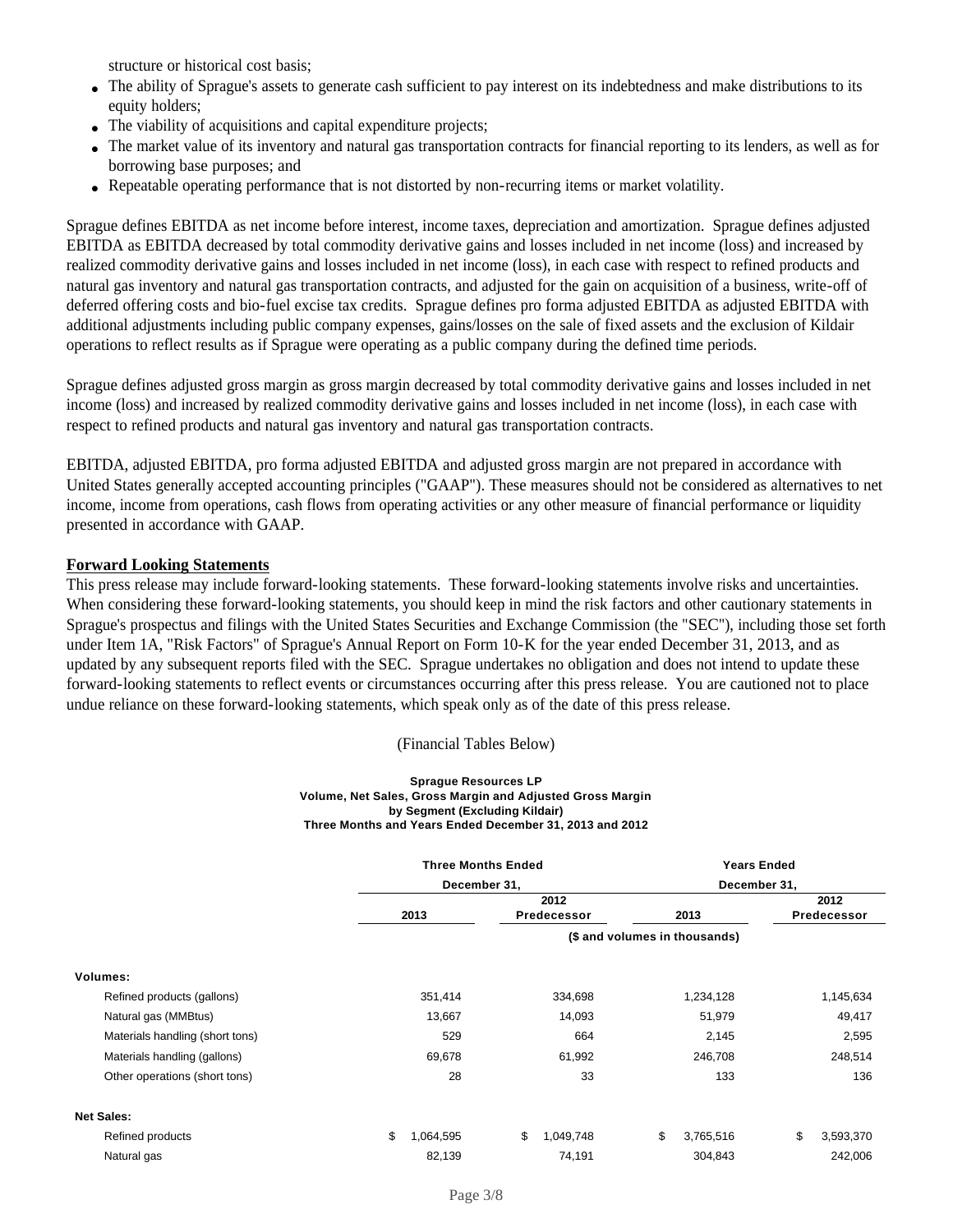structure or historical cost basis;

- The ability of Sprague's assets to generate cash sufficient to pay interest on its indebtedness and make distributions to its equity holders;
- The viability of acquisitions and capital expenditure projects;
- The market value of its inventory and natural gas transportation contracts for financial reporting to its lenders, as well as for borrowing base purposes; and
- Repeatable operating performance that is not distorted by non-recurring items or market volatility.

Sprague defines EBITDA as net income before interest, income taxes, depreciation and amortization. Sprague defines adjusted EBITDA as EBITDA decreased by total commodity derivative gains and losses included in net income (loss) and increased by realized commodity derivative gains and losses included in net income (loss), in each case with respect to refined products and natural gas inventory and natural gas transportation contracts, and adjusted for the gain on acquisition of a business, write-off of deferred offering costs and bio-fuel excise tax credits. Sprague defines pro forma adjusted EBITDA as adjusted EBITDA with additional adjustments including public company expenses, gains/losses on the sale of fixed assets and the exclusion of Kildair operations to reflect results as if Sprague were operating as a public company during the defined time periods.

Sprague defines adjusted gross margin as gross margin decreased by total commodity derivative gains and losses included in net income (loss) and increased by realized commodity derivative gains and losses included in net income (loss), in each case with respect to refined products and natural gas inventory and natural gas transportation contracts.

EBITDA, adjusted EBITDA, pro forma adjusted EBITDA and adjusted gross margin are not prepared in accordance with United States generally accepted accounting principles ("GAAP"). These measures should not be considered as alternatives to net income, income from operations, cash flows from operating activities or any other measure of financial performance or liquidity presented in accordance with GAAP.

**Forward Looking Statements**

This press release may include forward-looking statements. These forward-looking statements involve risks and uncertainties. When considering these forward-looking statements, you should keep in mind the risk factors and other cautionary statements in Sprague's prospectus and filings with the United States Securities and Exchange Commission (the "SEC"), including those set forth under Item 1A, "Risk Factors" of Sprague's Annual Report on Form 10-K for the year ended December 31, 2013, and as updated by any subsequent reports filed with the SEC. Sprague undertakes no obligation and does not intend to update these forward-looking statements to reflect events or circumstances occurring after this press release. You are cautioned not to place undue reliance on these forward-looking statements, which speak only as of the date of this press release.

(Financial Tables Below)

**Sprague Resources LP**
**Volume, Net Sales, Gross Margin and Adjusted Gross Margin**
**by Segment (Excluding Kildair)**
**Three Months and Years Ended December 31, 2013 and 2012**

| | Three Months Ended December 31, | | Years Ended December 31, | |
|---|---|---|---|---|
| | 2013 | 2012 Predecessor | 2013 | 2012 Predecessor |
| | ($ and volumes in thousands) | | | |
| **Volumes:** | | | | |
| Refined products (gallons) | 351,414 | 334,698 | 1,234,128 | 1,145,634 |
| Natural gas (MMBtus) | 13,667 | 14,093 | 51,979 | 49,417 |
| Materials handling (short tons) | 529 | 664 | 2,145 | 2,595 |
| Materials handling (gallons) | 69,678 | 61,992 | 246,708 | 248,514 |
| Other operations (short tons) | 28 | 33 | 133 | 136 |
| **Net Sales:** | | | | |
| Refined products | $ 1,064,595 | $ 1,049,748 | $ 3,765,516 | $ 3,593,370 |
| Natural gas | 82,139 | 74,191 | 304,843 | 242,006 |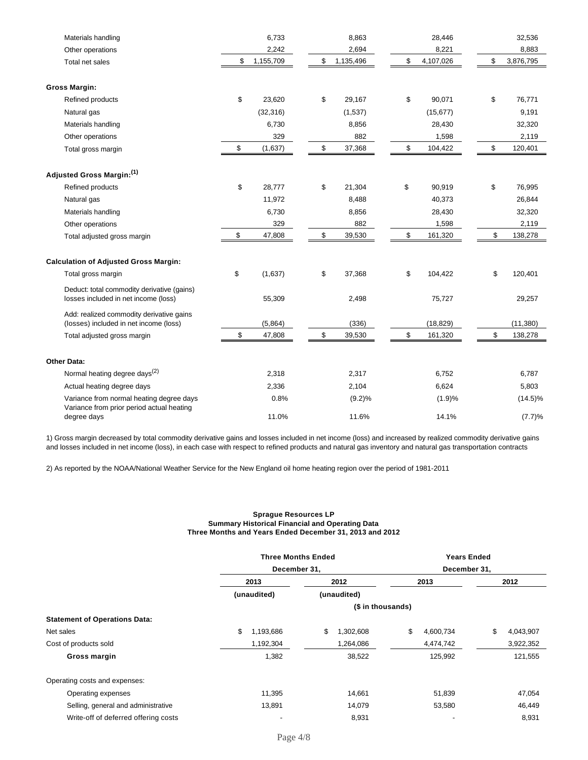| | | | | |
|---|---|---|---|---|
| Materials handling | 6,733 | 8,863 | 28,446 | 32,536 |
| Other operations | 2,242 | 2,694 | 8,221 | 8,883 |
| Total net sales | $ 1,155,709 | $ 1,135,496 | $ 4,107,026 | $ 3,876,795 |
| **Gross Margin:** | | | | |
| Refined products | $ 23,620 | $ 29,167 | $ 90,071 | $ 76,771 |
| Natural gas | (32,316) | (1,537) | (15,677) | 9,191 |
| Materials handling | 6,730 | 8,856 | 28,430 | 32,320 |
| Other operations | 329 | 882 | 1,598 | 2,119 |
| Total gross margin | $ (1,637) | $ 37,368 | $ 104,422 | $ 120,401 |
| **Adjusted Gross Margin:[1]** | | | | |
| Refined products | $ 28,777 | $ 21,304 | $ 90,919 | $ 76,995 |
| Natural gas | 11,972 | 8,488 | 40,373 | 26,844 |
| Materials handling | 6,730 | 8,856 | 28,430 | 32,320 |
| Other operations | 329 | 882 | 1,598 | 2,119 |
| Total adjusted gross margin | $ 47,808 | $ 39,530 | $ 161,320 | $ 138,278 |
| **Calculation of Adjusted Gross Margin:** | | | | |
| Total gross margin | $ (1,637) | $ 37,368 | $ 104,422 | $ 120,401 |
| Deduct: total commodity derivative (gains) losses included in net income (loss) | 55,309 | 2,498 | 75,727 | 29,257 |
| Add: realized commodity derivative gains (losses) included in net income (loss) | (5,864) | (336) | (18,829) | (11,380) |
| Total adjusted gross margin | $ 47,808 | $ 39,530 | $ 161,320 | $ 138,278 |
| **Other Data:** | | | | |
| Normal heating degree days[2] | 2,318 | 2,317 | 6,752 | 6,787 |
| Actual heating degree days | 2,336 | 2,104 | 6,624 | 5,803 |
| Variance from normal heating degree days | 0.8% | (9.2)% | (1.9)% | (14.5)% |
| Variance from prior period actual heating degree days | 11.0% | 11.6% | 14.1% | (7.7)% |

1) Gross margin decreased by total commodity derivative gains and losses included in net income (loss) and increased by realized commodity derivative gains and losses included in net income (loss), in each case with respect to refined products and natural gas inventory and natural gas transportation contracts

2) As reported by the NOAA/National Weather Service for the New England oil home heating region over the period of 1981-2011

**Sprague Resources LP**
**Summary Historical Financial and Operating Data**
**Three Months and Years Ended December 31, 2013 and 2012**

| | Three Months Ended December 31, | | Years Ended December 31, | |
|---|---|---|---|---|
| | 2013 | 2012 | 2013 | 2012 |
| | (unaudited) | (unaudited) | | |
| | ($ in thousands) | | | |
| **Statement of Operations Data:** | | | | |
| Net sales | $ 1,193,686 | $ 1,302,608 | $ 4,600,734 | $ 4,043,907 |
| Cost of products sold | 1,192,304 | 1,264,086 | 4,474,742 | 3,922,352 |
| **Gross margin** | 1,382 | 38,522 | 125,992 | 121,555 |
| Operating costs and expenses: | | | | |
| Operating expenses | 11,395 | 14,661 | 51,839 | 47,054 |
| Selling, general and administrative | 13,891 | 14,079 | 53,580 | 46,449 |
| Write-off of deferred offering costs | - | 8,931 | - | 8,931 |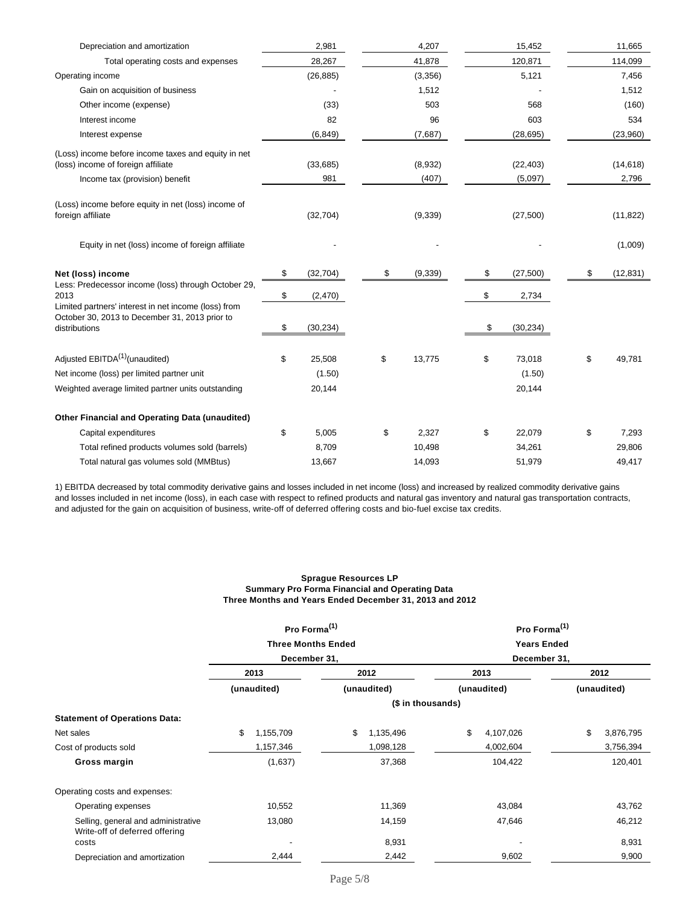| | | | | |
|---|---|---|---|---|
| Depreciation and amortization | 2,981 | 4,207 | 15,452 | 11,665 |
| Total operating costs and expenses | 28,267 | 41,878 | 120,871 | 114,099 |
| Operating income | (26,885) | (3,356) | 5,121 | 7,456 |
| Gain on acquisition of business | - | 1,512 | - | 1,512 |
| Other income (expense) | (33) | 503 | 568 | (160) |
| Interest income | 82 | 96 | 603 | 534 |
| Interest expense | (6,849) | (7,687) | (28,695) | (23,960) |
| (Loss) income before income taxes and equity in net (loss) income of foreign affiliate | (33,685) | (8,932) | (22,403) | (14,618) |
| Income tax (provision) benefit | 981 | (407) | (5,097) | 2,796 |
| (Loss) income before equity in net (loss) income of foreign affiliate | (32,704) | (9,339) | (27,500) | (11,822) |
| Equity in net (loss) income of foreign affiliate | - | - | - | (1,009) |
| **Net (loss) income** | $ (32,704) | $ (9,339) | $ (27,500) | $ (12,831) |
| Less: Predecessor income (loss) through October 29, 2013 | $ (2,470) | | $ 2,734 | |
| Limited partners' interest in net income (loss) from October 30, 2013 to December 31, 2013 prior to distributions | $ (30,234) | | $ (30,234) | |
| Adjusted EBITDA[1](unaudited) | $ 25,508 | $ 13,775 | $ 73,018 | $ 49,781 |
| Net income (loss) per limited partner unit | (1.50) | | (1.50) | |
| Weighted average limited partner units outstanding | 20,144 | | 20,144 | |
| **Other Financial and Operating Data (unaudited)** | | | | |
| Capital expenditures | $ 5,005 | $ 2,327 | $ 22,079 | $ 7,293 |
| Total refined products volumes sold (barrels) | 8,709 | 10,498 | 34,261 | 29,806 |
| Total natural gas volumes sold (MMBtus) | 13,667 | 14,093 | 51,979 | 49,417 |

1) EBITDA decreased by total commodity derivative gains and losses included in net income (loss) and increased by realized commodity derivative gains and losses included in net income (loss), in each case with respect to refined products and natural gas inventory and natural gas transportation contracts, and adjusted for the gain on acquisition of business, write-off of deferred offering costs and bio-fuel excise tax credits.

**Sprague Resources LP**
**Summary Pro Forma Financial and Operating Data**
**Three Months and Years Ended December 31, 2013 and 2012**

| | Pro Forma[1] Three Months Ended December 31, | | Pro Forma[1] Years Ended December 31, | |
|---|---|---|---|---|
| | 2013 | 2012 | 2013 | 2012 |
| | (unaudited) | (unaudited) | (unaudited) | (unaudited) |
| | ($ in thousands) | | | |
| **Statement of Operations Data:** | | | | |
| Net sales | $ 1,155,709 | $ 1,135,496 | $ 4,107,026 | $ 3,876,795 |
| Cost of products sold | 1,157,346 | 1,098,128 | 4,002,604 | 3,756,394 |
| **Gross margin** | (1,637) | 37,368 | 104,422 | 120,401 |
| Operating costs and expenses: | | | | |
| Operating expenses | 10,552 | 11,369 | 43,084 | 43,762 |
| Selling, general and administrative | 13,080 | 14,159 | 47,646 | 46,212 |
| Write-off of deferred offering costs | - | 8,931 | - | 8,931 |
| Depreciation and amortization | 2,444 | 2,442 | 9,602 | 9,900 |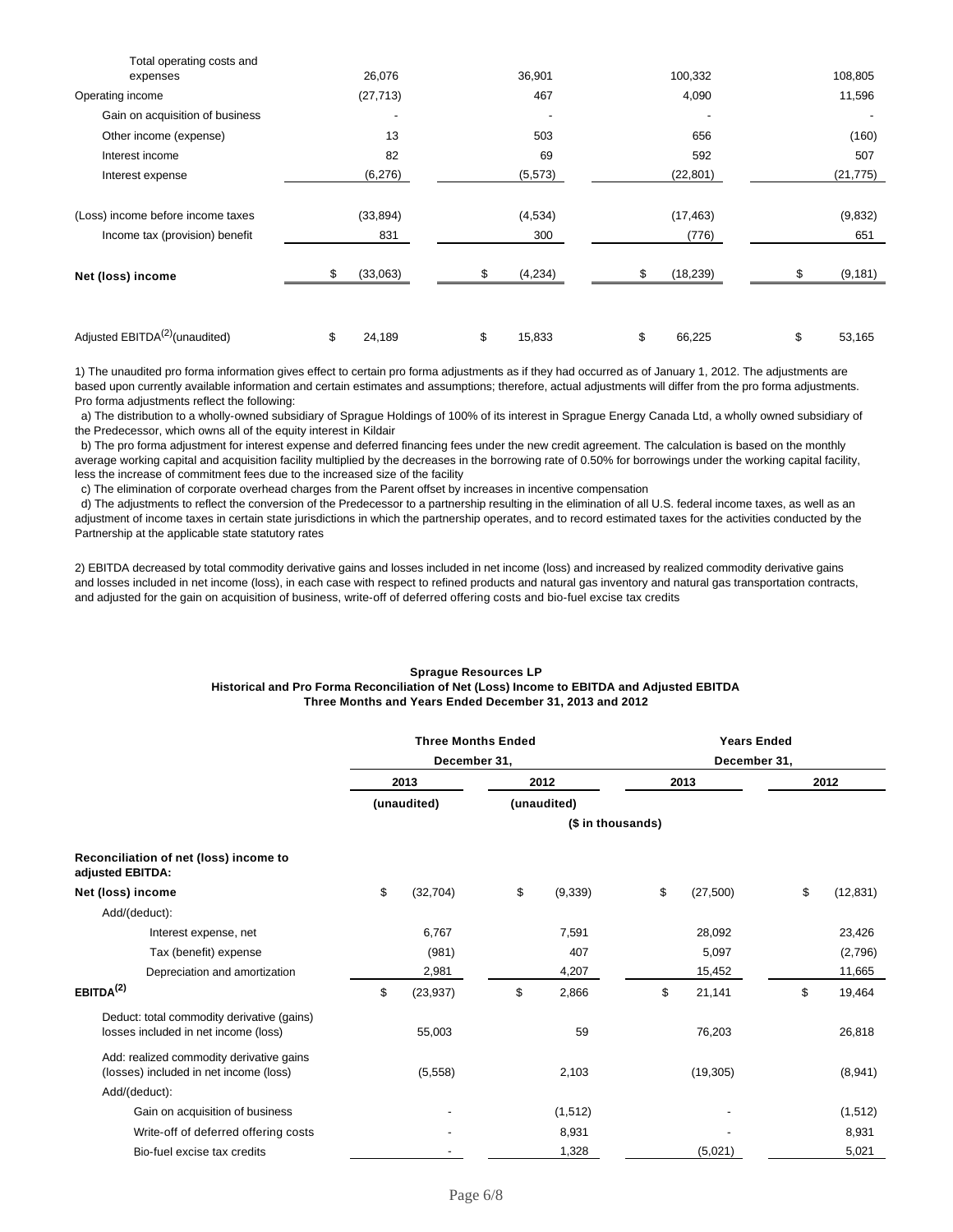| | | | | |
|---|---|---|---|---|
| Total operating costs and expenses | 26,076 | 36,901 | 100,332 | 108,805 |
| Operating income | (27,713) | 467 | 4,090 | 11,596 |
| Gain on acquisition of business | - | - | - | - |
| Other income (expense) | 13 | 503 | 656 | (160) |
| Interest income | 82 | 69 | 592 | 507 |
| Interest expense | (6,276) | (5,573) | (22,801) | (21,775) |
| (Loss) income before income taxes | (33,894) | (4,534) | (17,463) | (9,832) |
| Income tax (provision) benefit | 831 | 300 | (776) | 651 |
| **Net (loss) income** | $ (33,063) | $ (4,234) | $ (18,239) | $ (9,181) |
| Adjusted EBITDA[(2)](unaudited) | $ 24,189 | $ 15,833 | $ 66,225 | $ 53,165 |

1) The unaudited pro forma information gives effect to certain pro forma adjustments as if they had occurred as of January 1, 2012. The adjustments are based upon currently available information and certain estimates and assumptions; therefore, actual adjustments will differ from the pro forma adjustments. Pro forma adjustments reflect the following:

a) The distribution to a wholly-owned subsidiary of Sprague Holdings of 100% of its interest in Sprague Energy Canada Ltd, a wholly owned subsidiary of the Predecessor, which owns all of the equity interest in Kildair

b) The pro forma adjustment for interest expense and deferred financing fees under the new credit agreement. The calculation is based on the monthly average working capital and acquisition facility multiplied by the decreases in the borrowing rate of 0.50% for borrowings under the working capital facility, less the increase of commitment fees due to the increased size of the facility

c) The elimination of corporate overhead charges from the Parent offset by increases in incentive compensation

d) The adjustments to reflect the conversion of the Predecessor to a partnership resulting in the elimination of all U.S. federal income taxes, as well as an adjustment of income taxes in certain state jurisdictions in which the partnership operates, and to record estimated taxes for the activities conducted by the Partnership at the applicable state statutory rates

2) EBITDA decreased by total commodity derivative gains and losses included in net income (loss) and increased by realized commodity derivative gains and losses included in net income (loss), in each case with respect to refined products and natural gas inventory and natural gas transportation contracts, and adjusted for the gain on acquisition of business, write-off of deferred offering costs and bio-fuel excise tax credits

**Sprague Resources LP**
**Historical and Pro Forma Reconciliation of Net (Loss) Income to EBITDA and Adjusted EBITDA**
**Three Months and Years Ended December 31, 2013 and 2012**

| | Three Months Ended December 31, | | Years Ended December 31, | |
|---|---|---|---|---|
| | 2013 | 2012 | 2013 | 2012 |
| | (unaudited) | (unaudited) | | |
| | ($ in thousands) | | | |
| **Reconciliation of net (loss) income to adjusted EBITDA:** | | | | |
| **Net (loss) income** | $ (32,704) | $ (9,339) | $ (27,500) | $ (12,831) |
| Add/(deduct): | | | | |
| Interest expense, net | 6,767 | 7,591 | 28,092 | 23,426 |
| Tax (benefit) expense | (981) | 407 | 5,097 | (2,796) |
| Depreciation and amortization | 2,981 | 4,207 | 15,452 | 11,665 |
| **EBITDA[(2)]** | $ (23,937) | $ 2,866 | $ 21,141 | $ 19,464 |
| Deduct: total commodity derivative (gains) losses included in net income (loss) | 55,003 | 59 | 76,203 | 26,818 |
| Add: realized commodity derivative gains (losses) included in net income (loss) | (5,558) | 2,103 | (19,305) | (8,941) |
| Add/(deduct): | | | | |
| Gain on acquisition of business | - | (1,512) | - | (1,512) |
| Write-off of deferred offering costs | - | 8,931 | - | 8,931 |
| Bio-fuel excise tax credits | - | 1,328 | (5,021) | 5,021 |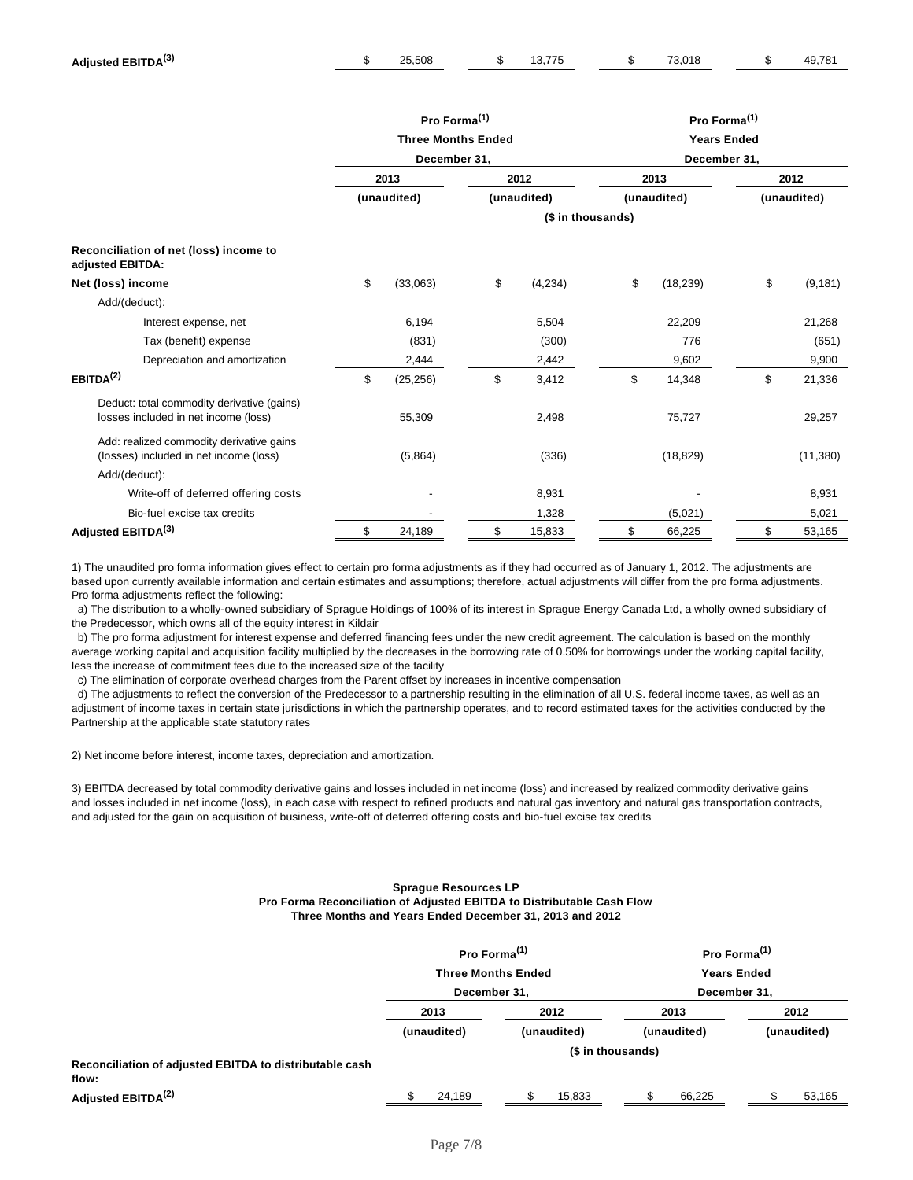| | | | | |
|---|---|---|---|---|
| **Adjusted EBITDA(3)** | $ 25,508 | $ 13,775 | $ 73,018 | $ 49,781 |

| | **Pro Forma(1) Three Months Ended December 31,** | | **Pro Forma(1) Years Ended December 31,** | |
|---|---|---|---|---|
| | **2013** | **2012** | **2013** | **2012** |
| | **(unaudited)** | **(unaudited)** | **(unaudited)** | **(unaudited)** |
| | | **($ in thousands)** | | |
| **Reconciliation of net (loss) income to adjusted EBITDA:** | | | | |
| **Net (loss) income** | $ (33,063) | $ (4,234) | $ (18,239) | $ (9,181) |
| Add/(deduct): | | | | |
| Interest expense, net | 6,194 | 5,504 | 22,209 | 21,268 |
| Tax (benefit) expense | (831) | (300) | 776 | (651) |
| Depreciation and amortization | 2,444 | 2,442 | 9,602 | 9,900 |
| **EBITDA(2)** | $ (25,256) | $ 3,412 | $ 14,348 | $ 21,336 |
| Deduct: total commodity derivative (gains) losses included in net income (loss) | 55,309 | 2,498 | 75,727 | 29,257 |
| Add: realized commodity derivative gains (losses) included in net income (loss) | (5,864) | (336) | (18,829) | (11,380) |
| Add/(deduct): | | | | |
| Write-off of deferred offering costs | - | 8,931 | - | 8,931 |
| Bio-fuel excise tax credits | - | 1,328 | (5,021) | 5,021 |
| **Adjusted EBITDA(3)** | $ 24,189 | $ 15,833 | $ 66,225 | $ 53,165 |

1) The unaudited pro forma information gives effect to certain pro forma adjustments as if they had occurred as of January 1, 2012. The adjustments are based upon currently available information and certain estimates and assumptions; therefore, actual adjustments will differ from the pro forma adjustments. Pro forma adjustments reflect the following:

a) The distribution to a wholly-owned subsidiary of Sprague Holdings of 100% of its interest in Sprague Energy Canada Ltd, a wholly owned subsidiary of the Predecessor, which owns all of the equity interest in Kildair

b) The pro forma adjustment for interest expense and deferred financing fees under the new credit agreement. The calculation is based on the monthly average working capital and acquisition facility multiplied by the decreases in the borrowing rate of 0.50% for borrowings under the working capital facility, less the increase of commitment fees due to the increased size of the facility

c) The elimination of corporate overhead charges from the Parent offset by increases in incentive compensation

d) The adjustments to reflect the conversion of the Predecessor to a partnership resulting in the elimination of all U.S. federal income taxes, as well as an adjustment of income taxes in certain state jurisdictions in which the partnership operates, and to record estimated taxes for the activities conducted by the Partnership at the applicable state statutory rates

2) Net income before interest, income taxes, depreciation and amortization.

3) EBITDA decreased by total commodity derivative gains and losses included in net income (loss) and increased by realized commodity derivative gains and losses included in net income (loss), in each case with respect to refined products and natural gas inventory and natural gas transportation contracts, and adjusted for the gain on acquisition of business, write-off of deferred offering costs and bio-fuel excise tax credits

**Sprague Resources LP**
**Pro Forma Reconciliation of Adjusted EBITDA to Distributable Cash Flow**
**Three Months and Years Ended December 31, 2013 and 2012**

| | **Pro Forma(1) Three Months Ended December 31,** | | **Pro Forma(1) Years Ended December 31,** | |
|---|---|---|---|---|
| | **2013** | **2012** | **2013** | **2012** |
| | **(unaudited)** | **(unaudited)** | **(unaudited)** | **(unaudited)** |
| | | **($ in thousands)** | | |
| **Reconciliation of adjusted EBITDA to distributable cash flow:** | | | | |
| **Adjusted EBITDA(2)** | $ 24,189 | $ 15,833 | $ 66,225 | $ 53,165 |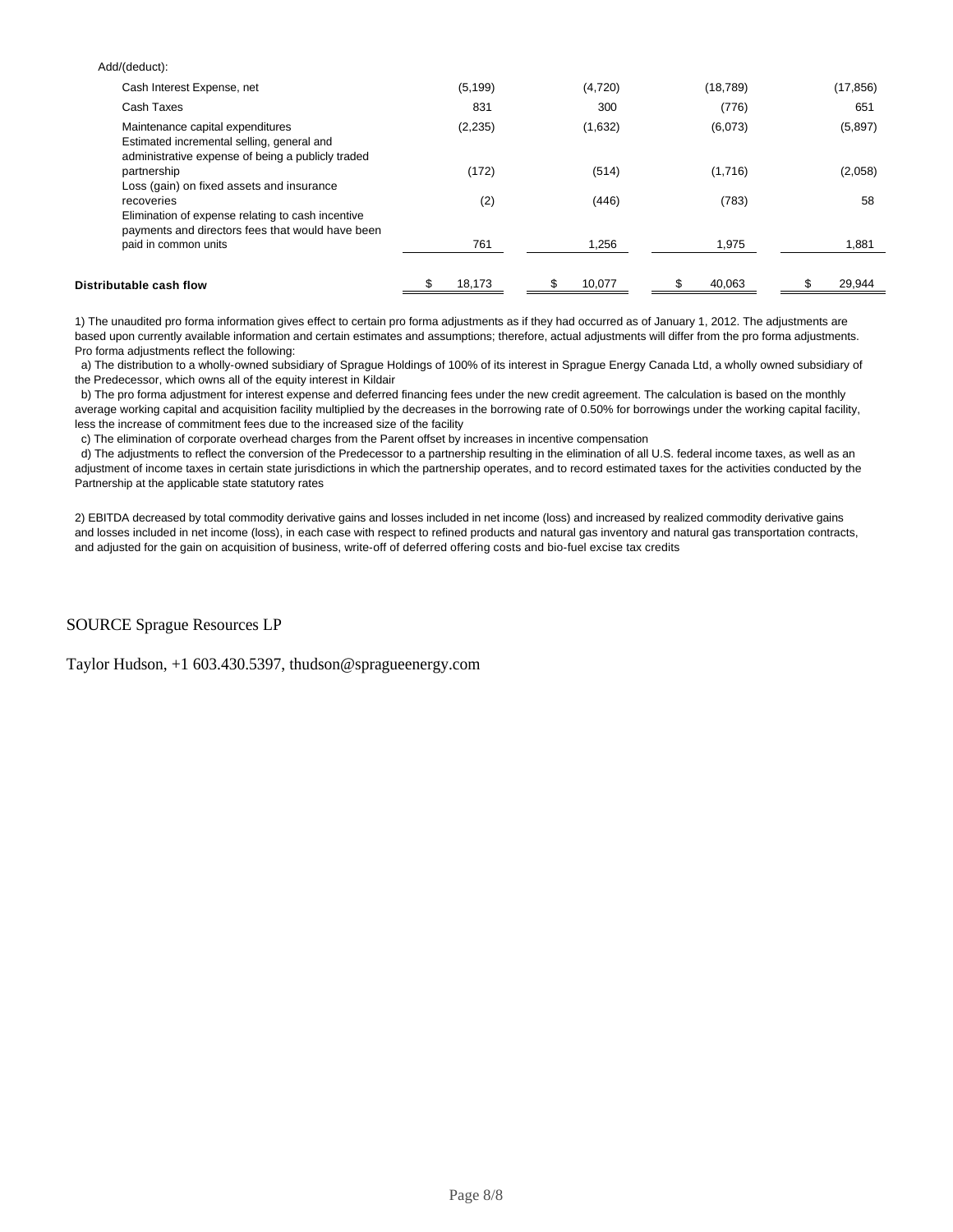| | | | | |
|---|---|---|---|---|
| Add/(deduct): | | | | |
| Cash Interest Expense, net | (5,199) | (4,720) | (18,789) | (17,856) |
| Cash Taxes | 831 | 300 | (776) | 651 |
| Maintenance capital expenditures | (2,235) | (1,632) | (6,073) | (5,897) |
| Estimated incremental selling, general and administrative expense of being a publicly traded partnership | (172) | (514) | (1,716) | (2,058) |
| Loss (gain) on fixed assets and insurance recoveries | (2) | (446) | (783) | 58 |
| Elimination of expense relating to cash incentive payments and directors fees that would have been paid in common units | 761 | 1,256 | 1,975 | 1,881 |
| **Distributable cash flow** | $ 18,173 | $ 10,077 | $ 40,063 | $ 29,944 |

1) The unaudited pro forma information gives effect to certain pro forma adjustments as if they had occurred as of January 1, 2012. The adjustments are based upon currently available information and certain estimates and assumptions; therefore, actual adjustments will differ from the pro forma adjustments. Pro forma adjustments reflect the following:

a) The distribution to a wholly-owned subsidiary of Sprague Holdings of 100% of its interest in Sprague Energy Canada Ltd, a wholly owned subsidiary of the Predecessor, which owns all of the equity interest in Kildair

b) The pro forma adjustment for interest expense and deferred financing fees under the new credit agreement. The calculation is based on the monthly average working capital and acquisition facility multiplied by the decreases in the borrowing rate of 0.50% for borrowings under the working capital facility, less the increase of commitment fees due to the increased size of the facility

c) The elimination of corporate overhead charges from the Parent offset by increases in incentive compensation

d) The adjustments to reflect the conversion of the Predecessor to a partnership resulting in the elimination of all U.S. federal income taxes, as well as an adjustment of income taxes in certain state jurisdictions in which the partnership operates, and to record estimated taxes for the activities conducted by the Partnership at the applicable state statutory rates

2) EBITDA decreased by total commodity derivative gains and losses included in net income (loss) and increased by realized commodity derivative gains and losses included in net income (loss), in each case with respect to refined products and natural gas inventory and natural gas transportation contracts, and adjusted for the gain on acquisition of business, write-off of deferred offering costs and bio-fuel excise tax credits

SOURCE Sprague Resources LP

Taylor Hudson, +1 603.430.5397, thudson@spragueenergy.com